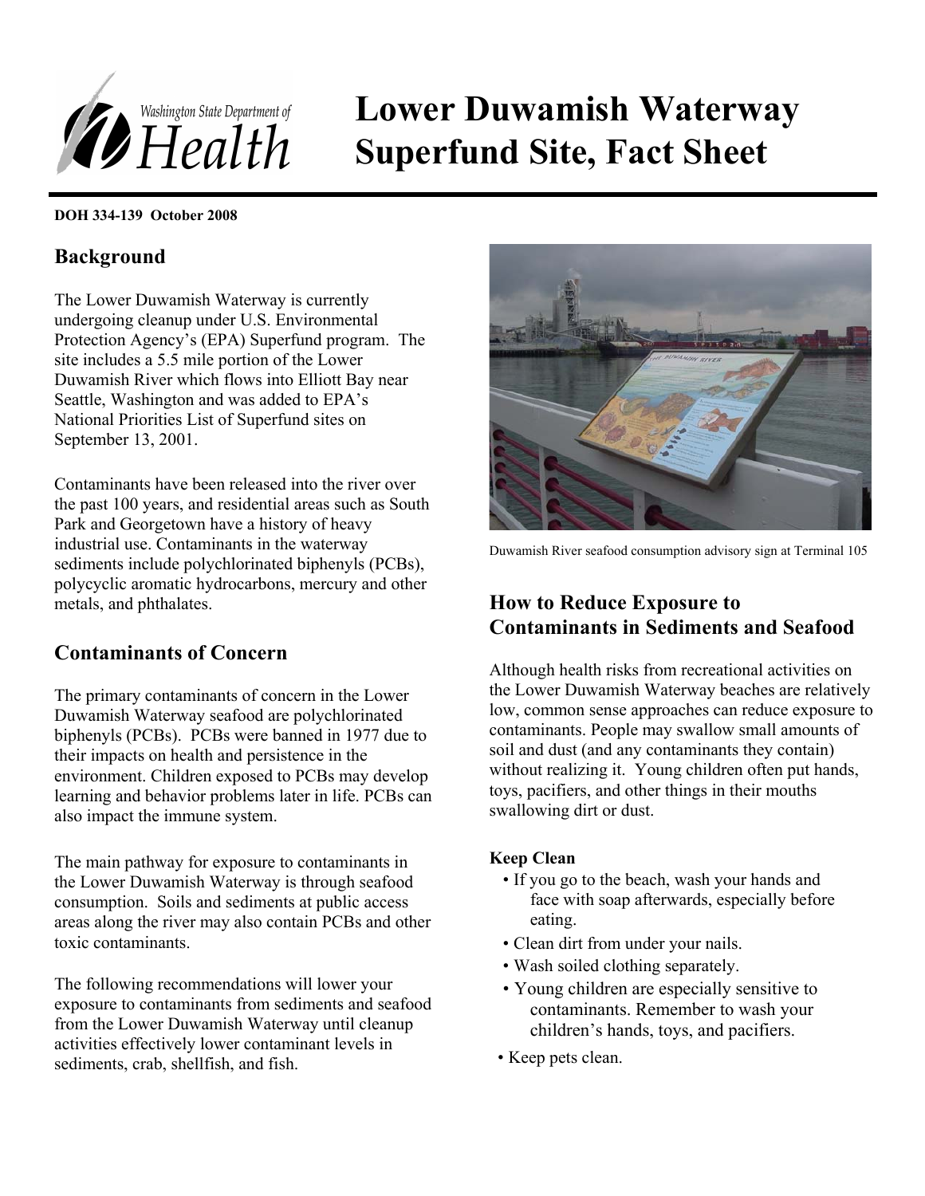# Lower Duwamish Waterway Superfund Site, Fact Sheet

**DOH 334-139 October 2008**

## Background

The Lower Duwamish Waterway is currently undergoing cleanup under U.S. Environmental Protection Agency's (EPA) Superfund program. The site includes a 5.5 mile portion of the Lower Duwamish River which flows into Elliott Bay near Seattle, Washington and was added to EPA's National Priorities List of Superfund sites on September 13, 2001.

Contaminants have been released into the river over the past 100 years, and residential areas such as South Park and Georgetown have a history of heavy industrial use. Contaminants in the waterway sediments include polychlorinated biphenyls (PCBs), polycyclic aromatic hydrocarbons, mercury and other metals, and phthalates.

## Contaminants of Concern

The primary contaminants of concern in the Lower Duwamish Waterway seafood are polychlorinated biphenyls (PCBs). PCBs were banned in 1977 due to their impacts on health and persistence in the environment. Children exposed to PCBs may develop learning and behavior problems later in life. PCBs can also impact the immune system.

The main pathway for exposure to contaminants in the Lower Duwamish Waterway is through seafood consumption. Soils and sediments at public access areas along the river may also contain PCBs and other toxic contaminants.

The following recommendations will lower your exposure to contaminants from sediments and seafood from the Lower Duwamish Waterway until cleanup activities effectively lower contaminant levels in sediments, crab, shellfish, and fish.

Duwamish River seafood consumption advisory sign at Terminal 105

## How to Reduce Exposure to Contaminants in Sediments and Seafood

Although health risks from recreational activities on the Lower Duwamish Waterway beaches are relatively low, common sense approaches can reduce exposure to contaminants. People may swallow small amounts of soil and dust (and any contaminants they contain) without realizing it. Young children often put hands, toys, pacifiers, and other things in their mouths swallowing dirt or dust.

**Keep Clean**

- If you go to the beach, wash your hands and face with soap afterwards, especially before eating.
- Clean dirt from under your nails.
- Wash soiled clothing separately.
- Young children are especially sensitive to contaminants. Remember to wash your children's hands, toys, and pacifiers.
- Keep pets clean.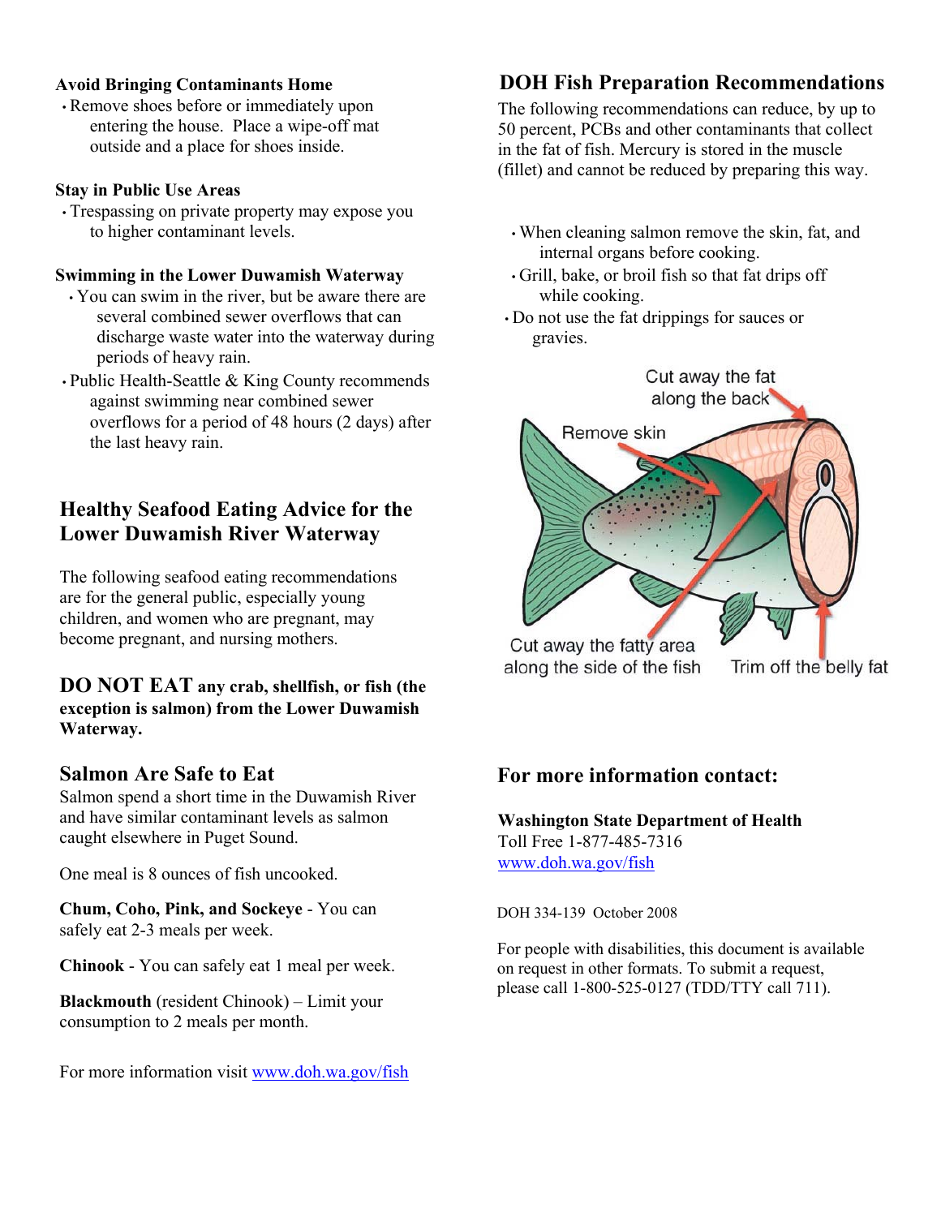**Avoid Bringing Contaminants Home**

- Remove shoes before or immediately upon entering the house. Place a wipe-off mat outside and a place for shoes inside.

**Stay in Public Use Areas**

- Trespassing on private property may expose you to higher contaminant levels.

**Swimming in the Lower Duwamish Waterway**

- You can swim in the river, but be aware there are several combined sewer overflows that can discharge waste water into the waterway during periods of heavy rain.
- Public Health-Seattle & King County recommends against swimming near combined sewer overflows for a period of 48 hours (2 days) after the last heavy rain.

## Healthy Seafood Eating Advice for the Lower Duwamish River Waterway

The following seafood eating recommendations are for the general public, especially young children, and women who are pregnant, may become pregnant, and nursing mothers.

**DO NOT EAT any crab, shellfish, or fish (the exception is salmon) from the Lower Duwamish Waterway.**

### Salmon Are Safe to Eat

Salmon spend a short time in the Duwamish River and have similar contaminant levels as salmon caught elsewhere in Puget Sound.

One meal is 8 ounces of fish uncooked.

**Chum, Coho, Pink, and Sockeye** - You can safely eat 2-3 meals per week.

**Chinook** - You can safely eat 1 meal per week.

**Blackmouth** (resident Chinook) – Limit your consumption to 2 meals per month.

For more information visit www.doh.wa.gov/fish

## DOH Fish Preparation Recommendations

The following recommendations can reduce, by up to 50 percent, PCBs and other contaminants that collect in the fat of fish. Mercury is stored in the muscle (fillet) and cannot be reduced by preparing this way.

- When cleaning salmon remove the skin, fat, and internal organs before cooking.
- Grill, bake, or broil fish so that fat drips off while cooking.
- Do not use the fat drippings for sauces or gravies.

Cut away the fat along the back

Remove skin

Cut away the fatty area along the side of the fish

Trim off the belly fat

### For more information contact:

**Washington State Department of Health**
Toll Free 1-877-485-7316
www.doh.wa.gov/fish

DOH 334-139 October 2008

For people with disabilities, this document is available on request in other formats. To submit a request, please call 1-800-525-0127 (TDD/TTY call 711).